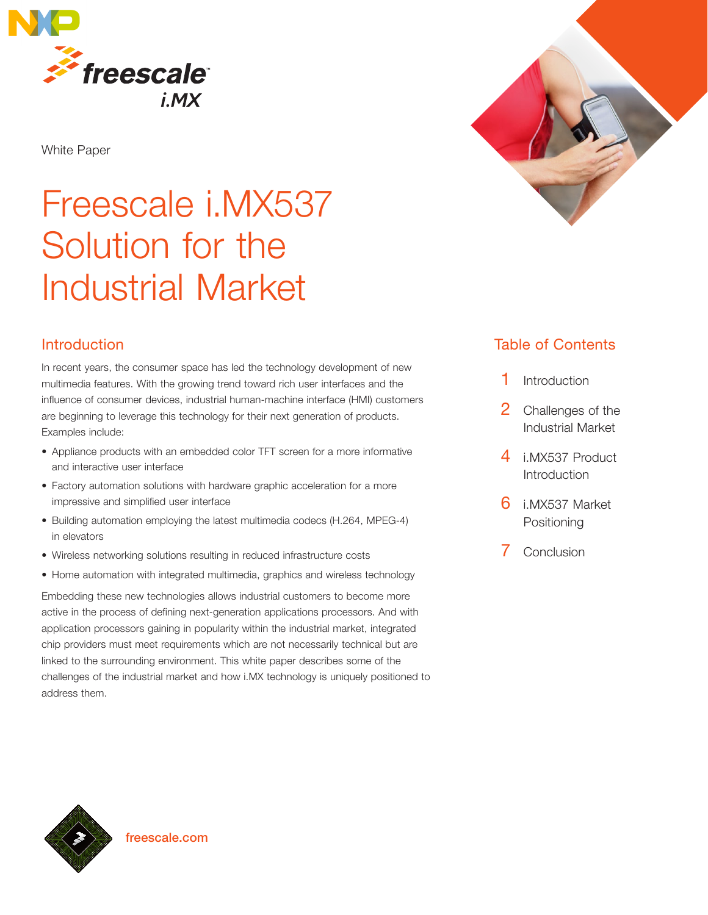White Paper

# Freescale i.MX537 Solution for the Industrial Market

## Introduction

In recent years, the consumer space has led the technology development of new multimedia features. With the growing trend toward rich user interfaces and the influence of consumer devices, industrial human-machine interface (HMI) customers are beginning to leverage this technology for their next generation of products. Examples include:

- Appliance products with an embedded color TFT screen for a more informative and interactive user interface
- Factory automation solutions with hardware graphic acceleration for a more impressive and simplified user interface
- Building automation employing the latest multimedia codecs (H.264, MPEG-4) in elevators
- Wireless networking solutions resulting in reduced infrastructure costs
- Home automation with integrated multimedia, graphics and wireless technology

Embedding these new technologies allows industrial customers to become more active in the process of defining next-generation applications processors. And with application processors gaining in popularity within the industrial market, integrated chip providers must meet requirements which are not necessarily technical but are linked to the surrounding environment. This white paper describes some of the challenges of the industrial market and how i.MX technology is uniquely positioned to address them.

## Table of Contents

1 Introduction

2 Challenges of the Industrial Market

4 i.MX537 Product Introduction

6 i.MX537 Market Positioning

7 Conclusion

freescale.com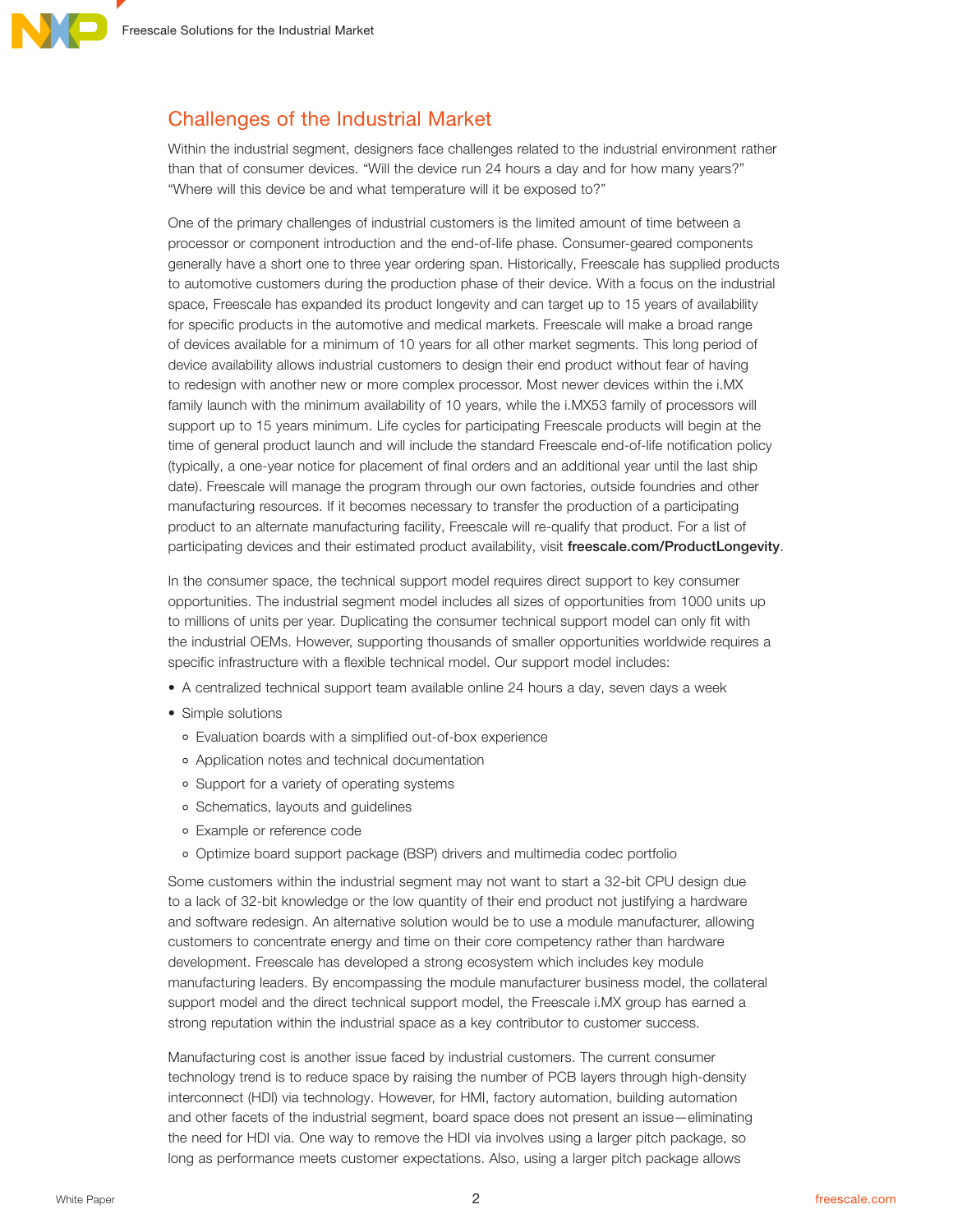## Challenges of the Industrial Market

Within the industrial segment, designers face challenges related to the industrial environment rather than that of consumer devices. "Will the device run 24 hours a day and for how many years?" "Where will this device be and what temperature will it be exposed to?"

One of the primary challenges of industrial customers is the limited amount of time between a processor or component introduction and the end-of-life phase. Consumer-geared components generally have a short one to three year ordering span. Historically, Freescale has supplied products to automotive customers during the production phase of their device. With a focus on the industrial space, Freescale has expanded its product longevity and can target up to 15 years of availability for specific products in the automotive and medical markets. Freescale will make a broad range of devices available for a minimum of 10 years for all other market segments. This long period of device availability allows industrial customers to design their end product without fear of having to redesign with another new or more complex processor. Most newer devices within the i.MX family launch with the minimum availability of 10 years, while the i.MX53 family of processors will support up to 15 years minimum. Life cycles for participating Freescale products will begin at the time of general product launch and will include the standard Freescale end-of-life notification policy (typically, a one-year notice for placement of final orders and an additional year until the last ship date). Freescale will manage the program through our own factories, outside foundries and other manufacturing resources. If it becomes necessary to transfer the production of a participating product to an alternate manufacturing facility, Freescale will re-qualify that product. For a list of participating devices and their estimated product availability, visit **freescale.com/ProductLongevity**.

In the consumer space, the technical support model requires direct support to key consumer opportunities. The industrial segment model includes all sizes of opportunities from 1000 units up to millions of units per year. Duplicating the consumer technical support model can only fit with the industrial OEMs. However, supporting thousands of smaller opportunities worldwide requires a specific infrastructure with a flexible technical model. Our support model includes:

- A centralized technical support team available online 24 hours a day, seven days a week
- Simple solutions
  - Evaluation boards with a simplified out-of-box experience
  - Application notes and technical documentation
  - Support for a variety of operating systems
  - Schematics, layouts and guidelines
  - Example or reference code
  - Optimize board support package (BSP) drivers and multimedia codec portfolio

Some customers within the industrial segment may not want to start a 32-bit CPU design due to a lack of 32-bit knowledge or the low quantity of their end product not justifying a hardware and software redesign. An alternative solution would be to use a module manufacturer, allowing customers to concentrate energy and time on their core competency rather than hardware development. Freescale has developed a strong ecosystem which includes key module manufacturing leaders. By encompassing the module manufacturer business model, the collateral support model and the direct technical support model, the Freescale i.MX group has earned a strong reputation within the industrial space as a key contributor to customer success.

Manufacturing cost is another issue faced by industrial customers. The current consumer technology trend is to reduce space by raising the number of PCB layers through high-density interconnect (HDI) via technology. However, for HMI, factory automation, building automation and other facets of the industrial segment, board space does not present an issue—eliminating the need for HDI via. One way to remove the HDI via involves using a larger pitch package, so long as performance meets customer expectations. Also, using a larger pitch package allows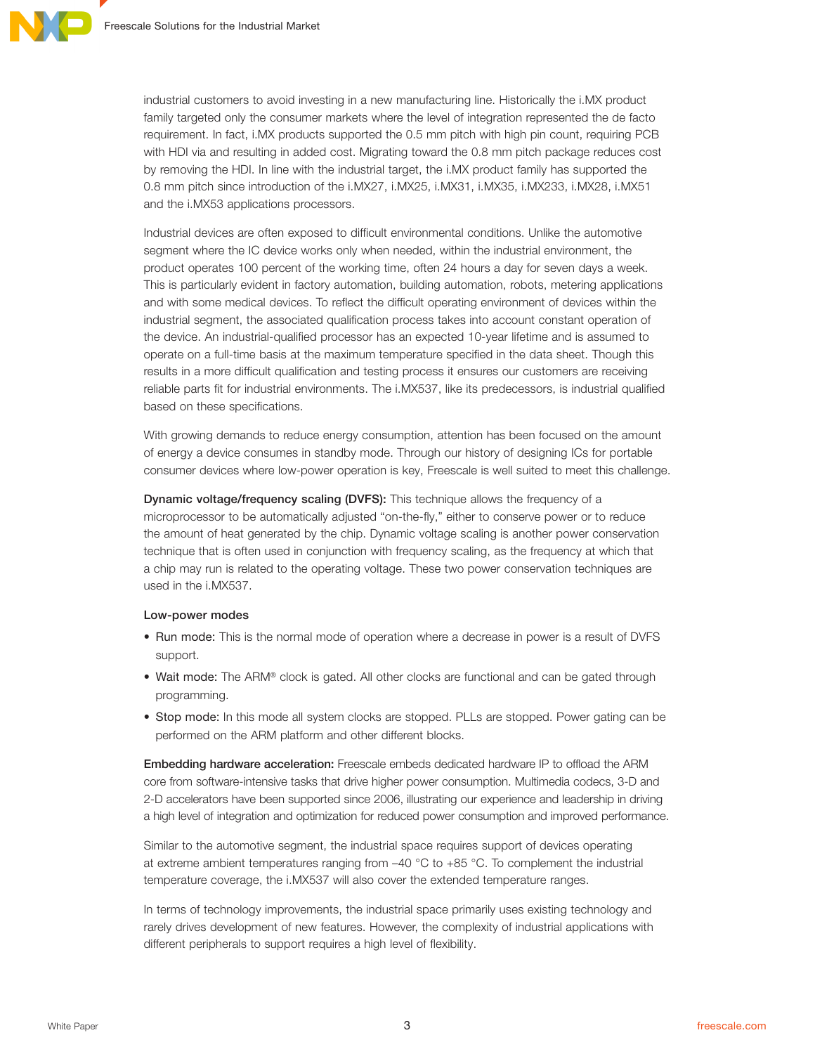industrial customers to avoid investing in a new manufacturing line. Historically the i.MX product family targeted only the consumer markets where the level of integration represented the de facto requirement. In fact, i.MX products supported the 0.5 mm pitch with high pin count, requiring PCB with HDI via and resulting in added cost. Migrating toward the 0.8 mm pitch package reduces cost by removing the HDI. In line with the industrial target, the i.MX product family has supported the 0.8 mm pitch since introduction of the i.MX27, i.MX25, i.MX31, i.MX35, i.MX233, i.MX28, i.MX51 and the i.MX53 applications processors.

Industrial devices are often exposed to difficult environmental conditions. Unlike the automotive segment where the IC device works only when needed, within the industrial environment, the product operates 100 percent of the working time, often 24 hours a day for seven days a week. This is particularly evident in factory automation, building automation, robots, metering applications and with some medical devices. To reflect the difficult operating environment of devices within the industrial segment, the associated qualification process takes into account constant operation of the device. An industrial-qualified processor has an expected 10-year lifetime and is assumed to operate on a full-time basis at the maximum temperature specified in the data sheet. Though this results in a more difficult qualification and testing process it ensures our customers are receiving reliable parts fit for industrial environments. The i.MX537, like its predecessors, is industrial qualified based on these specifications.

With growing demands to reduce energy consumption, attention has been focused on the amount of energy a device consumes in standby mode. Through our history of designing ICs for portable consumer devices where low-power operation is key, Freescale is well suited to meet this challenge.

**Dynamic voltage/frequency scaling (DVFS):** This technique allows the frequency of a microprocessor to be automatically adjusted "on-the-fly," either to conserve power or to reduce the amount of heat generated by the chip. Dynamic voltage scaling is another power conservation technique that is often used in conjunction with frequency scaling, as the frequency at which that a chip may run is related to the operating voltage. These two power conservation techniques are used in the i.MX537.

**Low-power modes**

- Run mode: This is the normal mode of operation where a decrease in power is a result of DVFS support.
- Wait mode: The ARM® clock is gated. All other clocks are functional and can be gated through programming.
- Stop mode: In this mode all system clocks are stopped. PLLs are stopped. Power gating can be performed on the ARM platform and other different blocks.

**Embedding hardware acceleration:** Freescale embeds dedicated hardware IP to offload the ARM core from software-intensive tasks that drive higher power consumption. Multimedia codecs, 3-D and 2-D accelerators have been supported since 2006, illustrating our experience and leadership in driving a high level of integration and optimization for reduced power consumption and improved performance.

Similar to the automotive segment, the industrial space requires support of devices operating at extreme ambient temperatures ranging from –40 °C to +85 °C. To complement the industrial temperature coverage, the i.MX537 will also cover the extended temperature ranges.

In terms of technology improvements, the industrial space primarily uses existing technology and rarely drives development of new features. However, the complexity of industrial applications with different peripherals to support requires a high level of flexibility.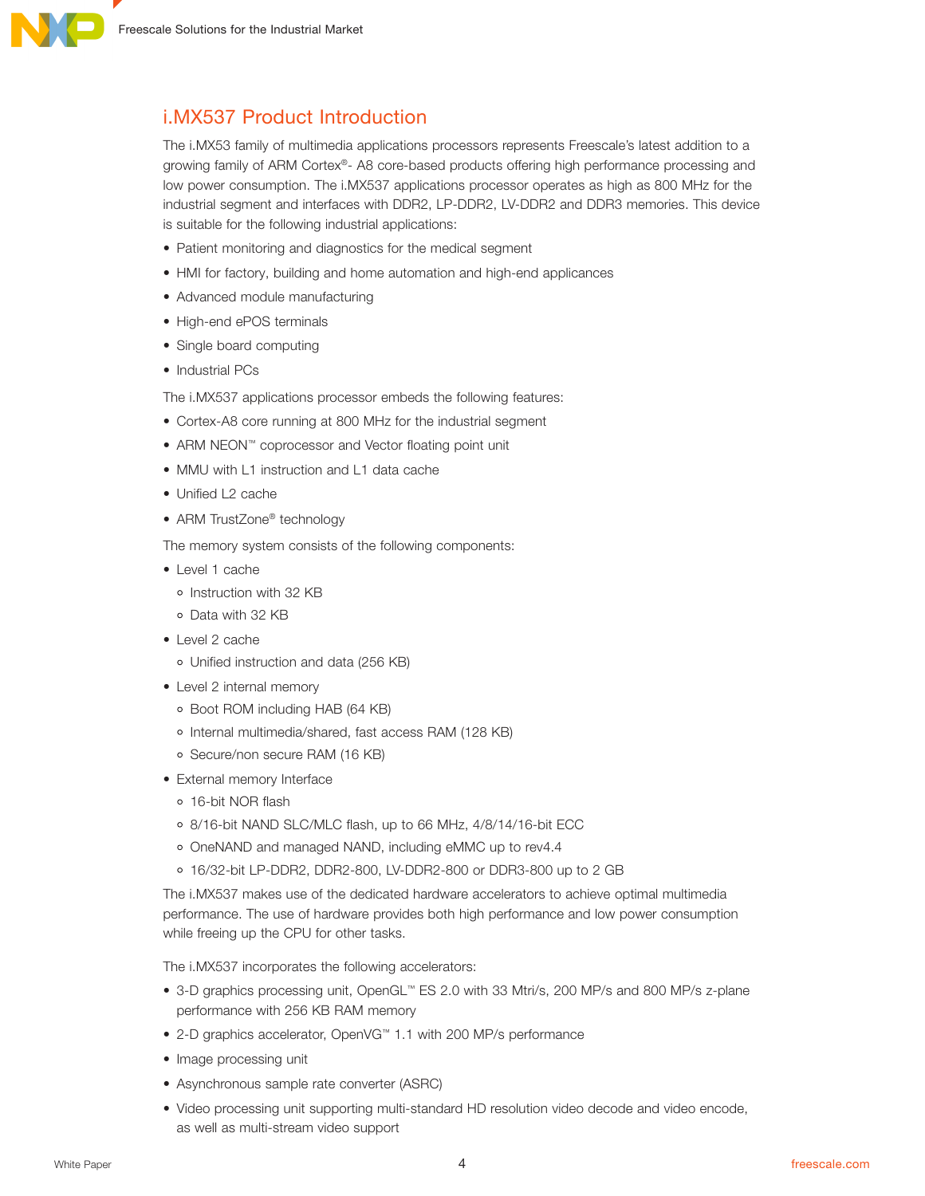## i.MX537 Product Introduction

The i.MX53 family of multimedia applications processors represents Freescale's latest addition to a growing family of ARM Cortex®- A8 core-based products offering high performance processing and low power consumption. The i.MX537 applications processor operates as high as 800 MHz for the industrial segment and interfaces with DDR2, LP-DDR2, LV-DDR2 and DDR3 memories. This device is suitable for the following industrial applications:

- Patient monitoring and diagnostics for the medical segment
- HMI for factory, building and home automation and high-end applicances
- Advanced module manufacturing
- High-end ePOS terminals
- Single board computing
- Industrial PCs

The i.MX537 applications processor embeds the following features:

- Cortex-A8 core running at 800 MHz for the industrial segment
- ARM NEON™ coprocessor and Vector floating point unit
- MMU with L1 instruction and L1 data cache
- Unified L2 cache
- ARM TrustZone® technology

The memory system consists of the following components:

- Level 1 cache
  - Instruction with 32 KB
  - Data with 32 KB
- Level 2 cache
  - Unified instruction and data (256 KB)
- Level 2 internal memory
  - Boot ROM including HAB (64 KB)
  - Internal multimedia/shared, fast access RAM (128 KB)
  - Secure/non secure RAM (16 KB)
- External memory Interface
  - 16-bit NOR flash
  - 8/16-bit NAND SLC/MLC flash, up to 66 MHz, 4/8/14/16-bit ECC
  - OneNAND and managed NAND, including eMMC up to rev4.4
  - 16/32-bit LP-DDR2, DDR2-800, LV-DDR2-800 or DDR3-800 up to 2 GB

The i.MX537 makes use of the dedicated hardware accelerators to achieve optimal multimedia performance. The use of hardware provides both high performance and low power consumption while freeing up the CPU for other tasks.

The i.MX537 incorporates the following accelerators:

- 3-D graphics processing unit, OpenGL™ ES 2.0 with 33 Mtri/s, 200 MP/s and 800 MP/s z-plane performance with 256 KB RAM memory
- 2-D graphics accelerator, OpenVG™ 1.1 with 200 MP/s performance
- Image processing unit
- Asynchronous sample rate converter (ASRC)
- Video processing unit supporting multi-standard HD resolution video decode and video encode, as well as multi-stream video support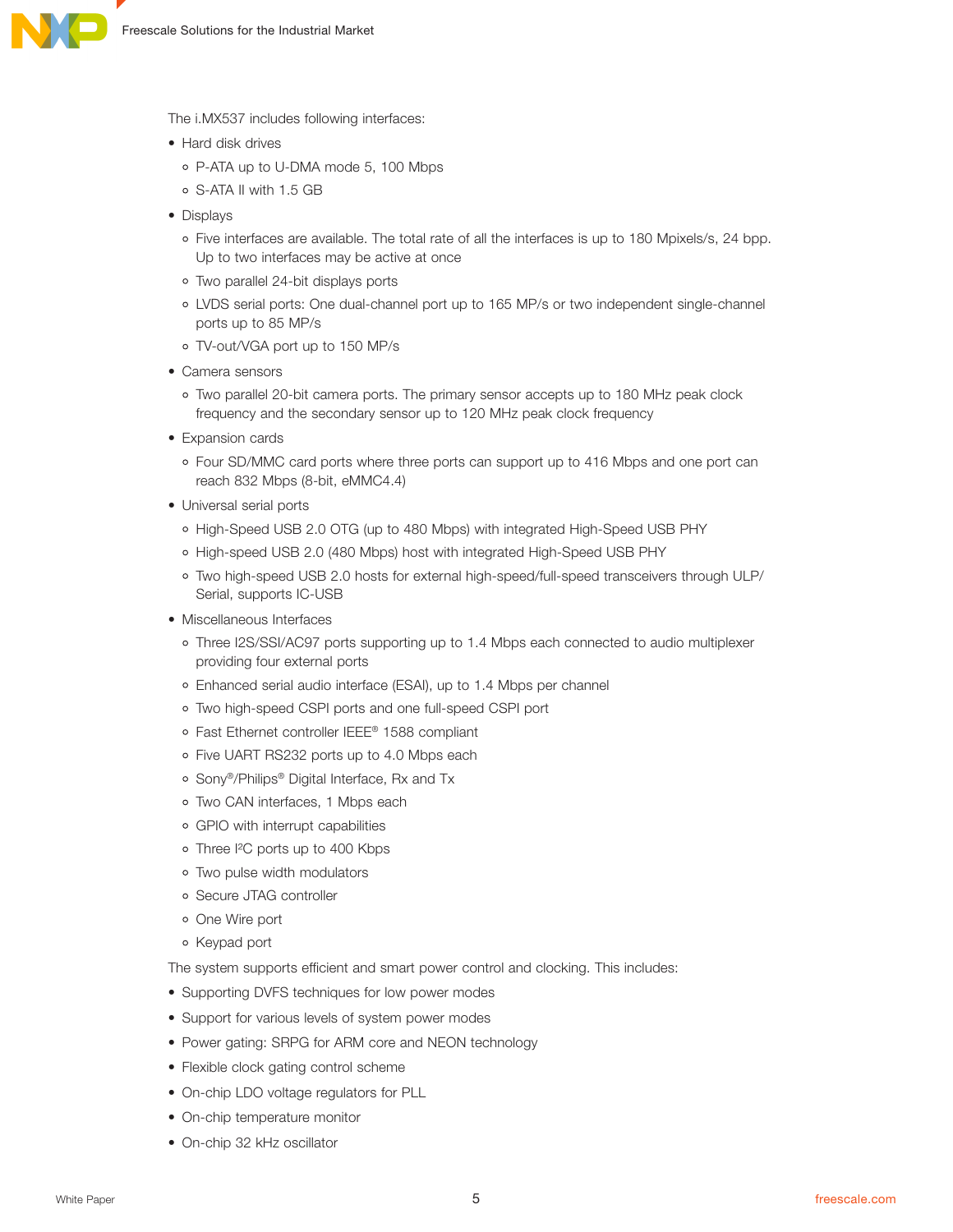The i.MX537 includes following interfaces:

- Hard disk drives
  - P-ATA up to U-DMA mode 5, 100 Mbps
  - S-ATA II with 1.5 GB
- Displays
  - Five interfaces are available. The total rate of all the interfaces is up to 180 Mpixels/s, 24 bpp. Up to two interfaces may be active at once
  - Two parallel 24-bit displays ports
  - LVDS serial ports: One dual-channel port up to 165 MP/s or two independent single-channel ports up to 85 MP/s
  - TV-out/VGA port up to 150 MP/s
- Camera sensors
  - Two parallel 20-bit camera ports. The primary sensor accepts up to 180 MHz peak clock frequency and the secondary sensor up to 120 MHz peak clock frequency
- Expansion cards
  - Four SD/MMC card ports where three ports can support up to 416 Mbps and one port can reach 832 Mbps (8-bit, eMMC4.4)
- Universal serial ports
  - High-Speed USB 2.0 OTG (up to 480 Mbps) with integrated High-Speed USB PHY
  - High-speed USB 2.0 (480 Mbps) host with integrated High-Speed USB PHY
  - Two high-speed USB 2.0 hosts for external high-speed/full-speed transceivers through ULP/Serial, supports IC-USB
- Miscellaneous Interfaces
  - Three I2S/SSI/AC97 ports supporting up to 1.4 Mbps each connected to audio multiplexer providing four external ports
  - Enhanced serial audio interface (ESAI), up to 1.4 Mbps per channel
  - Two high-speed CSPI ports and one full-speed CSPI port
  - Fast Ethernet controller IEEE® 1588 compliant
  - Five UART RS232 ports up to 4.0 Mbps each
  - Sony®/Philips® Digital Interface, Rx and Tx
  - Two CAN interfaces, 1 Mbps each
  - GPIO with interrupt capabilities
  - Three I²C ports up to 400 Kbps
  - Two pulse width modulators
  - Secure JTAG controller
  - One Wire port
  - Keypad port

The system supports efficient and smart power control and clocking. This includes:

- Supporting DVFS techniques for low power modes
- Support for various levels of system power modes
- Power gating: SRPG for ARM core and NEON technology
- Flexible clock gating control scheme
- On-chip LDO voltage regulators for PLL
- On-chip temperature monitor
- On-chip 32 kHz oscillator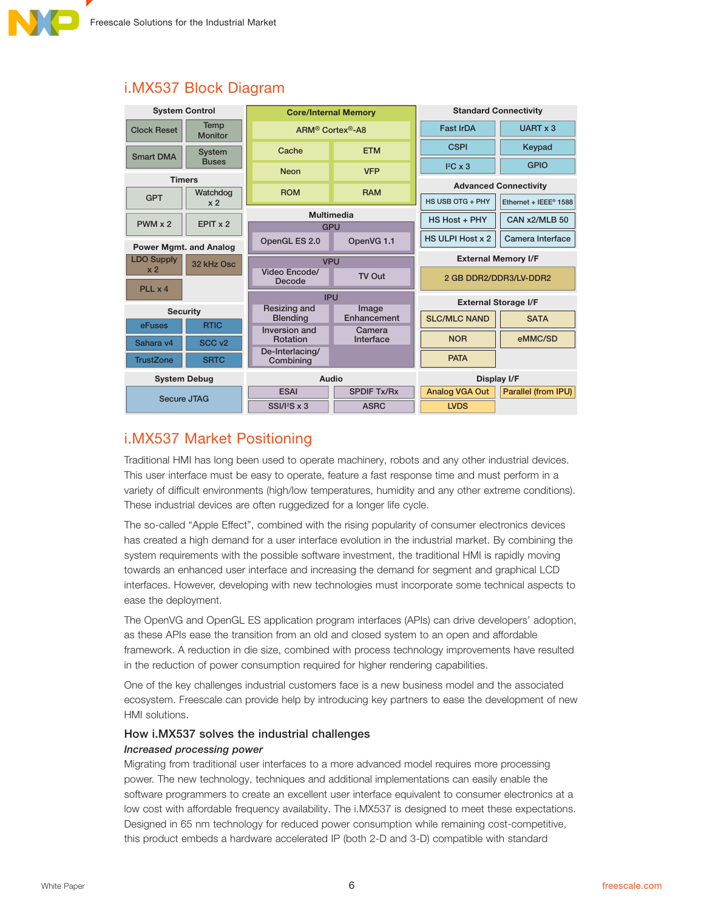## i.MX537 Block Diagram

**System Control**
- Clock Reset
- Temp Monitor
- Smart DMA
- System Buses

**Timers**
- GPT
- Watchdog x 2
- PWM x 2
- EPIT x 2

**Power Mgmt. and Analog**
- LDO Supply x 2
- 32 kHz Osc
- PLL x 4

**Security**
- eFuses
- RTIC
- Sahara v4
- SCC v2
- TrustZone
- SRTC

**System Debug**
- Secure JTAG

**Core/Internal Memory**
- ARM® Cortex®-A8
- Cache
- ETM
- Neon
- VFP
- ROM
- RAM

**Multimedia**
- GPU
  - OpenGL ES 2.0
  - OpenVG 1.1
- VPU
  - Video Encode/Decode
  - TV Out
- IPU
  - Resizing and Blending
  - Image Enhancement
  - Inversion and Rotation
  - Camera Interface
  - De-Interlacing/Combining

**Audio**
- ESAI
- SPDIF Tx/Rx
- SSI/I²S x 3
- ASRC

**Standard Connectivity**
- Fast IrDA
- UART x 3
- CSPI
- Keypad
- I²C x 3
- GPIO

**Advanced Connectivity**
- HS USB OTG + PHY
- Ethernet + IEEE® 1588
- HS Host + PHY
- CAN x2/MLB 50
- HS ULPI Host x 2
- Camera Interface

**External Memory I/F**
- 2 GB DDR2/DDR3/LV-DDR2

**External Storage I/F**
- SLC/MLC NAND
- SATA
- NOR
- eMMC/SD
- PATA

**Display I/F**
- Analog VGA Out
- Parallel (from IPU)
- LVDS

## i.MX537 Market Positioning

Traditional HMI has long been used to operate machinery, robots and any other industrial devices. This user interface must be easy to operate, feature a fast response time and must perform in a variety of difficult environments (high/low temperatures, humidity and any other extreme conditions). These industrial devices are often ruggedized for a longer life cycle.

The so-called "Apple Effect", combined with the rising popularity of consumer electronics devices has created a high demand for a user interface evolution in the industrial market. By combining the system requirements with the possible software investment, the traditional HMI is rapidly moving towards an enhanced user interface and increasing the demand for segment and graphical LCD interfaces. However, developing with new technologies must incorporate some technical aspects to ease the deployment.

The OpenVG and OpenGL ES application program interfaces (APIs) can drive developers' adoption, as these APIs ease the transition from an old and closed system to an open and affordable framework. A reduction in die size, combined with process technology improvements have resulted in the reduction of power consumption required for higher rendering capabilities.

One of the key challenges industrial customers face is a new business model and the associated ecosystem. Freescale can provide help by introducing key partners to ease the development of new HMI solutions.

### How i.MX537 solves the industrial challenges

*Increased processing power*

Migrating from traditional user interfaces to a more advanced model requires more processing power. The new technology, techniques and additional implementations can easily enable the software programmers to create an excellent user interface equivalent to consumer electronics at a low cost with affordable frequency availability. The i.MX537 is designed to meet these expectations. Designed in 65 nm technology for reduced power consumption while remaining cost-competitive, this product embeds a hardware accelerated IP (both 2-D and 3-D) compatible with standard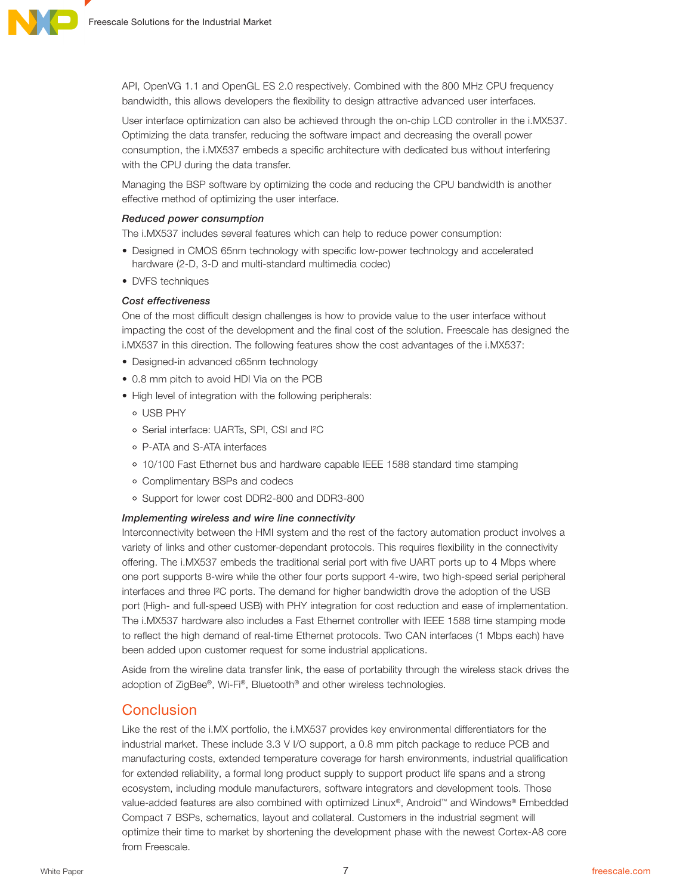API, OpenVG 1.1 and OpenGL ES 2.0 respectively. Combined with the 800 MHz CPU frequency bandwidth, this allows developers the flexibility to design attractive advanced user interfaces.

User interface optimization can also be achieved through the on-chip LCD controller in the i.MX537. Optimizing the data transfer, reducing the software impact and decreasing the overall power consumption, the i.MX537 embeds a specific architecture with dedicated bus without interfering with the CPU during the data transfer.

Managing the BSP software by optimizing the code and reducing the CPU bandwidth is another effective method of optimizing the user interface.

***Reduced power consumption***

The i.MX537 includes several features which can help to reduce power consumption:

- Designed in CMOS 65nm technology with specific low-power technology and accelerated hardware (2-D, 3-D and multi-standard multimedia codec)
- DVFS techniques

***Cost effectiveness***

One of the most difficult design challenges is how to provide value to the user interface without impacting the cost of the development and the final cost of the solution. Freescale has designed the i.MX537 in this direction. The following features show the cost advantages of the i.MX537:

- Designed-in advanced c65nm technology
- 0.8 mm pitch to avoid HDI Via on the PCB
- High level of integration with the following peripherals:
  - USB PHY
  - Serial interface: UARTs, SPI, CSI and I²C
  - P-ATA and S-ATA interfaces
  - 10/100 Fast Ethernet bus and hardware capable IEEE 1588 standard time stamping
  - Complimentary BSPs and codecs
  - Support for lower cost DDR2-800 and DDR3-800

***Implementing wireless and wire line connectivity***

Interconnectivity between the HMI system and the rest of the factory automation product involves a variety of links and other customer-dependant protocols. This requires flexibility in the connectivity offering. The i.MX537 embeds the traditional serial port with five UART ports up to 4 Mbps where one port supports 8-wire while the other four ports support 4-wire, two high-speed serial peripheral interfaces and three I²C ports. The demand for higher bandwidth drove the adoption of the USB port (High- and full-speed USB) with PHY integration for cost reduction and ease of implementation. The i.MX537 hardware also includes a Fast Ethernet controller with IEEE 1588 time stamping mode to reflect the high demand of real-time Ethernet protocols. Two CAN interfaces (1 Mbps each) have been added upon customer request for some industrial applications.

Aside from the wireline data transfer link, the ease of portability through the wireless stack drives the adoption of ZigBee®, Wi-Fi®, Bluetooth® and other wireless technologies.

## Conclusion

Like the rest of the i.MX portfolio, the i.MX537 provides key environmental differentiators for the industrial market. These include 3.3 V I/O support, a 0.8 mm pitch package to reduce PCB and manufacturing costs, extended temperature coverage for harsh environments, industrial qualification for extended reliability, a formal long product supply to support product life spans and a strong ecosystem, including module manufacturers, software integrators and development tools. Those value-added features are also combined with optimized Linux®, Android™ and Windows® Embedded Compact 7 BSPs, schematics, layout and collateral. Customers in the industrial segment will optimize their time to market by shortening the development phase with the newest Cortex-A8 core from Freescale.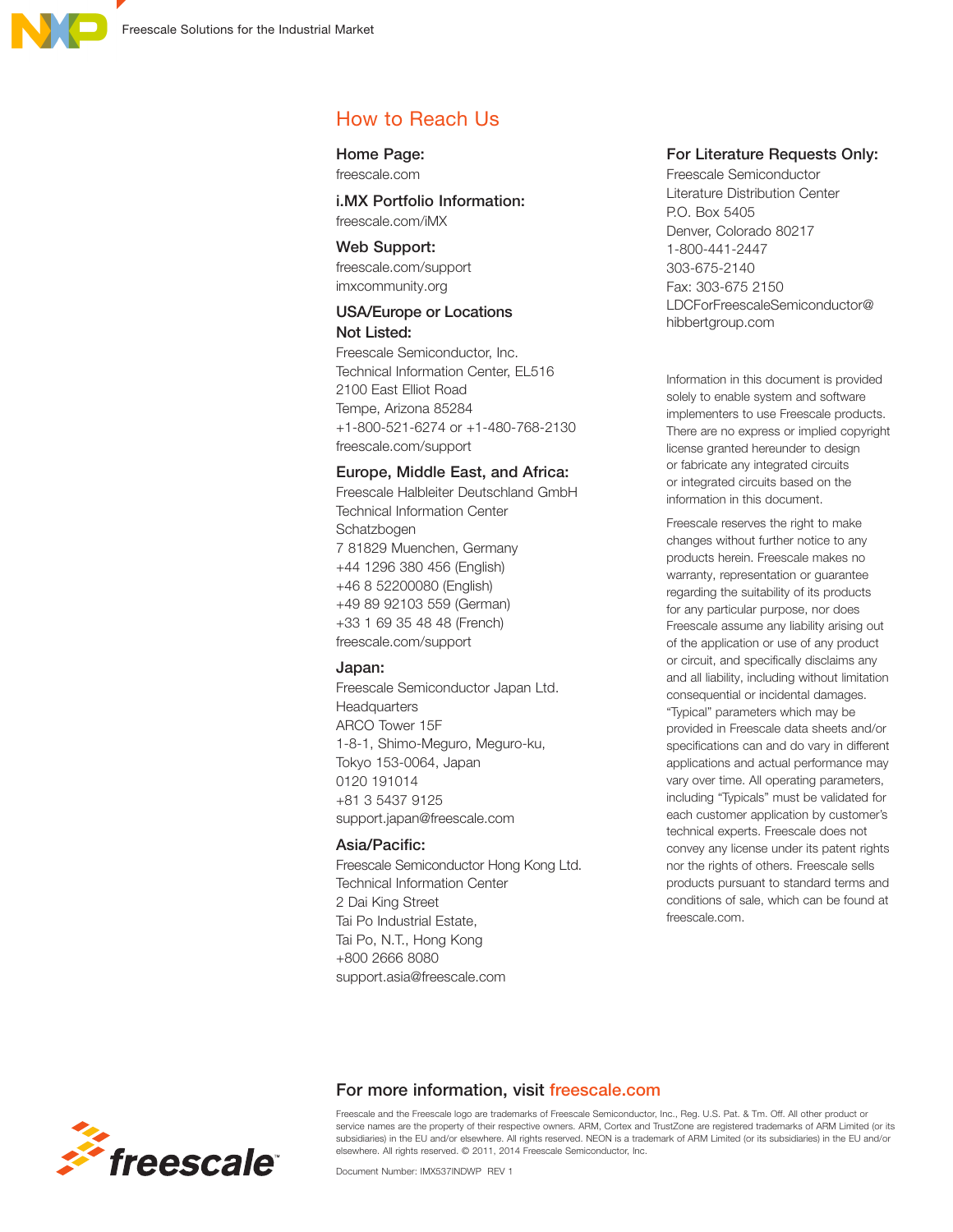## How to Reach Us

**Home Page:**
freescale.com

**i.MX Portfolio Information:**
freescale.com/iMX

**Web Support:**
freescale.com/support
imxcommunity.org

**USA/Europe or Locations Not Listed:**
Freescale Semiconductor, Inc.
Technical Information Center, EL516
2100 East Elliot Road
Tempe, Arizona 85284
+1-800-521-6274 or +1-480-768-2130
freescale.com/support

**Europe, Middle East, and Africa:**
Freescale Halbleiter Deutschland GmbH
Technical Information Center
Schatzbogen
7 81829 Muenchen, Germany
+44 1296 380 456 (English)
+46 8 52200080 (English)
+49 89 92103 559 (German)
+33 1 69 35 48 48 (French)
freescale.com/support

**Japan:**
Freescale Semiconductor Japan Ltd.
Headquarters
ARCO Tower 15F
1-8-1, Shimo-Meguro, Meguro-ku,
Tokyo 153-0064, Japan
0120 191014
+81 3 5437 9125
support.japan@freescale.com

**Asia/Pacific:**
Freescale Semiconductor Hong Kong Ltd.
Technical Information Center
2 Dai King Street
Tai Po Industrial Estate,
Tai Po, N.T., Hong Kong
+800 2666 8080
support.asia@freescale.com

**For Literature Requests Only:**
Freescale Semiconductor
Literature Distribution Center
P.O. Box 5405
Denver, Colorado 80217
1-800-441-2447
303-675-2140
Fax: 303-675 2150
LDCForFreescaleSemiconductor@hibbertgroup.com

Information in this document is provided solely to enable system and software implementers to use Freescale products. There are no express or implied copyright license granted hereunder to design or fabricate any integrated circuits or integrated circuits based on the information in this document.

Freescale reserves the right to make changes without further notice to any products herein. Freescale makes no warranty, representation or guarantee regarding the suitability of its products for any particular purpose, nor does Freescale assume any liability arising out of the application or use of any product or circuit, and specifically disclaims any and all liability, including without limitation consequential or incidental damages. "Typical" parameters which may be provided in Freescale data sheets and/or specifications can and do vary in different applications and actual performance may vary over time. All operating parameters, including "Typicals" must be validated for each customer application by customer's technical experts. Freescale does not convey any license under its patent rights nor the rights of others. Freescale sells products pursuant to standard terms and conditions of sale, which can be found at freescale.com.

### For more information, visit freescale.com

Freescale and the Freescale logo are trademarks of Freescale Semiconductor, Inc., Reg. U.S. Pat. & Tm. Off. All other product or service names are the property of their respective owners. ARM, Cortex and TrustZone are registered trademarks of ARM Limited (or its subsidiaries) in the EU and/or elsewhere. All rights reserved. NEON is a trademark of ARM Limited (or its subsidiaries) in the EU and/or elsewhere. All rights reserved. © 2011, 2014 Freescale Semiconductor, Inc.

Document Number: IMX537INDWP REV 1